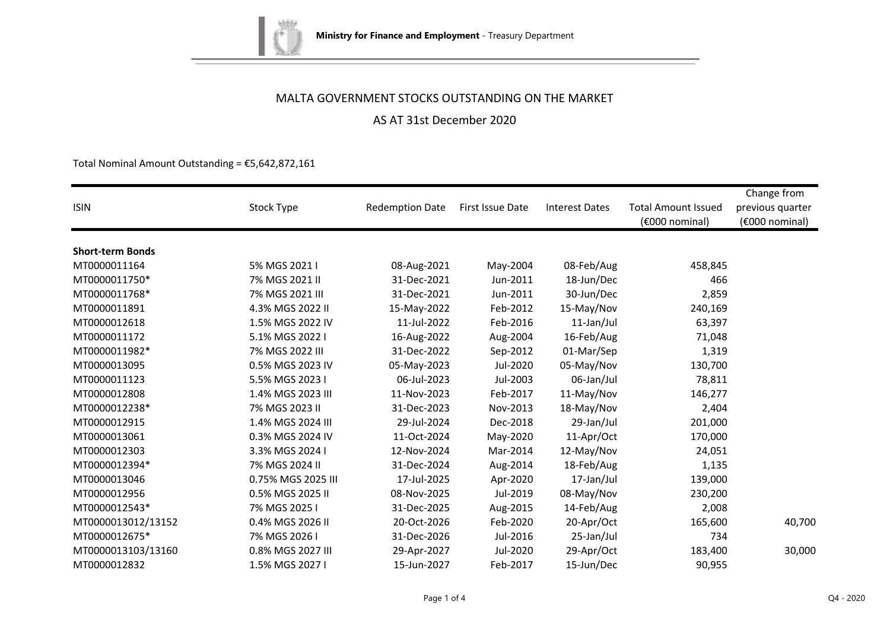Ministry for Finance and Employment - Treasury Department

# MALTA GOVERNMENT STOCKS OUTSTANDING ON THE MARKET

## AS AT 31st December 2020

Total Nominal Amount Outstanding = €5,642,872,161

| ISIN | Stock Type | Redemption Date | First Issue Date | Interest Dates | Total Amount Issued (€000 nominal) | Change from previous quarter (€000 nominal) |
|---|---|---|---|---|---|---|
| **Short-term Bonds** | | | | | | |
| MT0000011164 | 5% MGS 2021 I | 08-Aug-2021 | May-2004 | 08-Feb/Aug | 458,845 | |
| MT0000011750* | 7% MGS 2021 II | 31-Dec-2021 | Jun-2011 | 18-Jun/Dec | 466 | |
| MT0000011768* | 7% MGS 2021 III | 31-Dec-2021 | Jun-2011 | 30-Jun/Dec | 2,859 | |
| MT0000011891 | 4.3% MGS 2022 II | 15-May-2022 | Feb-2012 | 15-May/Nov | 240,169 | |
| MT0000012618 | 1.5% MGS 2022 IV | 11-Jul-2022 | Feb-2016 | 11-Jan/Jul | 63,397 | |
| MT0000011172 | 5.1% MGS 2022 I | 16-Aug-2022 | Aug-2004 | 16-Feb/Aug | 71,048 | |
| MT0000011982* | 7% MGS 2022 III | 31-Dec-2022 | Sep-2012 | 01-Mar/Sep | 1,319 | |
| MT0000013095 | 0.5% MGS 2023 IV | 05-May-2023 | Jul-2020 | 05-May/Nov | 130,700 | |
| MT0000011123 | 5.5% MGS 2023 I | 06-Jul-2023 | Jul-2003 | 06-Jan/Jul | 78,811 | |
| MT0000012808 | 1.4% MGS 2023 III | 11-Nov-2023 | Feb-2017 | 11-May/Nov | 146,277 | |
| MT0000012238* | 7% MGS 2023 II | 31-Dec-2023 | Nov-2013 | 18-May/Nov | 2,404 | |
| MT0000012915 | 1.4% MGS 2024 III | 29-Jul-2024 | Dec-2018 | 29-Jan/Jul | 201,000 | |
| MT0000013061 | 0.3% MGS 2024 IV | 11-Oct-2024 | May-2020 | 11-Apr/Oct | 170,000 | |
| MT0000012303 | 3.3% MGS 2024 I | 12-Nov-2024 | Mar-2014 | 12-May/Nov | 24,051 | |
| MT0000012394* | 7% MGS 2024 II | 31-Dec-2024 | Aug-2014 | 18-Feb/Aug | 1,135 | |
| MT0000013046 | 0.75% MGS 2025 III | 17-Jul-2025 | Apr-2020 | 17-Jan/Jul | 139,000 | |
| MT0000012956 | 0.5% MGS 2025 II | 08-Nov-2025 | Jul-2019 | 08-May/Nov | 230,200 | |
| MT0000012543* | 7% MGS 2025 I | 31-Dec-2025 | Aug-2015 | 14-Feb/Aug | 2,008 | |
| MT0000013012/13152 | 0.4% MGS 2026 II | 20-Oct-2026 | Feb-2020 | 20-Apr/Oct | 165,600 | 40,700 |
| MT0000012675* | 7% MGS 2026 I | 31-Dec-2026 | Jul-2016 | 25-Jan/Jul | 734 | |
| MT0000013103/13160 | 0.8% MGS 2027 III | 29-Apr-2027 | Jul-2020 | 29-Apr/Oct | 183,400 | 30,000 |
| MT0000012832 | 1.5% MGS 2027 I | 15-Jun-2027 | Feb-2017 | 15-Jun/Dec | 90,955 | |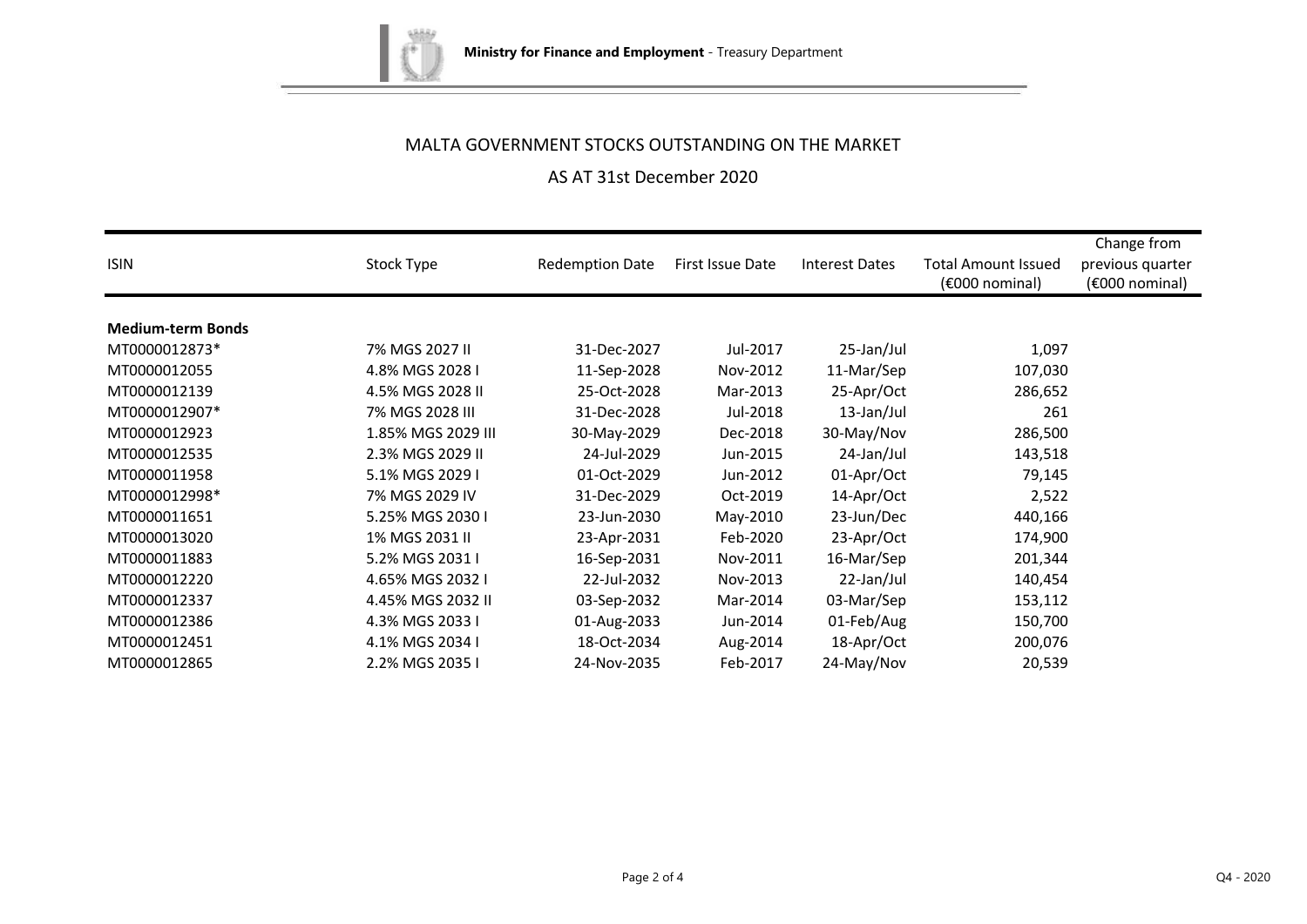Ministry for Finance and Employment - Treasury Department

# MALTA GOVERNMENT STOCKS OUTSTANDING ON THE MARKET

## AS AT 31st December 2020

| ISIN | Stock Type | Redemption Date | First Issue Date | Interest Dates | Total Amount Issued (€000 nominal) | Change from previous quarter (€000 nominal) |
|---|---|---|---|---|---|---|
| **Medium-term Bonds** | | | | | | |
| MT0000012873* | 7% MGS 2027 II | 31-Dec-2027 | Jul-2017 | 25-Jan/Jul | 1,097 | |
| MT0000012055 | 4.8% MGS 2028 I | 11-Sep-2028 | Nov-2012 | 11-Mar/Sep | 107,030 | |
| MT0000012139 | 4.5% MGS 2028 II | 25-Oct-2028 | Mar-2013 | 25-Apr/Oct | 286,652 | |
| MT0000012907* | 7% MGS 2028 III | 31-Dec-2028 | Jul-2018 | 13-Jan/Jul | 261 | |
| MT0000012923 | 1.85% MGS 2029 III | 30-May-2029 | Dec-2018 | 30-May/Nov | 286,500 | |
| MT0000012535 | 2.3% MGS 2029 II | 24-Jul-2029 | Jun-2015 | 24-Jan/Jul | 143,518 | |
| MT0000011958 | 5.1% MGS 2029 I | 01-Oct-2029 | Jun-2012 | 01-Apr/Oct | 79,145 | |
| MT0000012998* | 7% MGS 2029 IV | 31-Dec-2029 | Oct-2019 | 14-Apr/Oct | 2,522 | |
| MT0000011651 | 5.25% MGS 2030 I | 23-Jun-2030 | May-2010 | 23-Jun/Dec | 440,166 | |
| MT0000013020 | 1% MGS 2031 II | 23-Apr-2031 | Feb-2020 | 23-Apr/Oct | 174,900 | |
| MT0000011883 | 5.2% MGS 2031 I | 16-Sep-2031 | Nov-2011 | 16-Mar/Sep | 201,344 | |
| MT0000012220 | 4.65% MGS 2032 I | 22-Jul-2032 | Nov-2013 | 22-Jan/Jul | 140,454 | |
| MT0000012337 | 4.45% MGS 2032 II | 03-Sep-2032 | Mar-2014 | 03-Mar/Sep | 153,112 | |
| MT0000012386 | 4.3% MGS 2033 I | 01-Aug-2033 | Jun-2014 | 01-Feb/Aug | 150,700 | |
| MT0000012451 | 4.1% MGS 2034 I | 18-Oct-2034 | Aug-2014 | 18-Apr/Oct | 200,076 | |
| MT0000012865 | 2.2% MGS 2035 I | 24-Nov-2035 | Feb-2017 | 24-May/Nov | 20,539 | |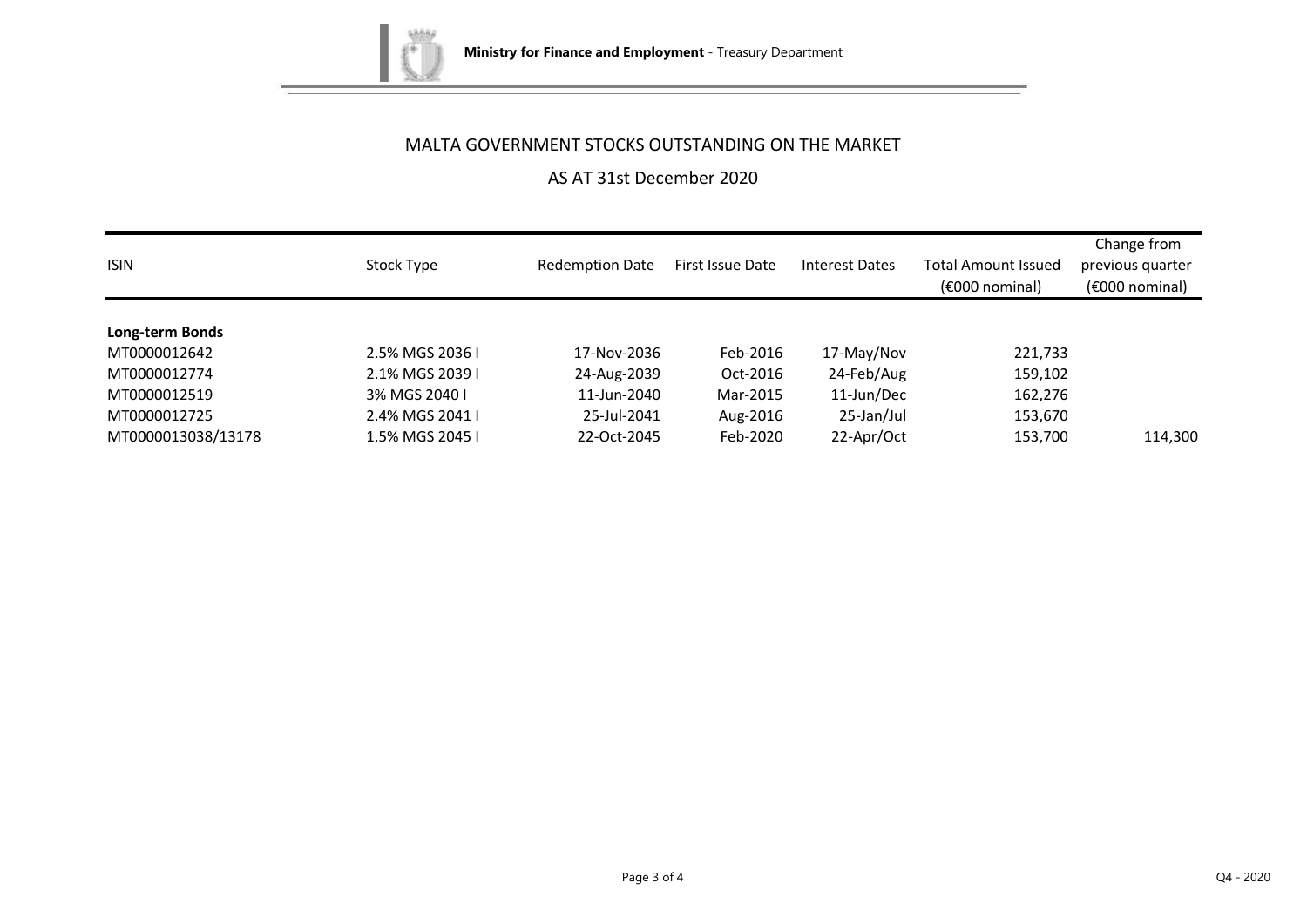Ministry for Finance and Employment - Treasury Department

# MALTA GOVERNMENT STOCKS OUTSTANDING ON THE MARKET

## AS AT 31st December 2020

| ISIN | Stock Type | Redemption Date | First Issue Date | Interest Dates | Total Amount Issued (€000 nominal) | Change from previous quarter (€000 nominal) |
|---|---|---|---|---|---|---|
| **Long-term Bonds** | | | | | | |
| MT0000012642 | 2.5% MGS 2036 I | 17-Nov-2036 | Feb-2016 | 17-May/Nov | 221,733 | |
| MT0000012774 | 2.1% MGS 2039 I | 24-Aug-2039 | Oct-2016 | 24-Feb/Aug | 159,102 | |
| MT0000012519 | 3% MGS 2040 I | 11-Jun-2040 | Mar-2015 | 11-Jun/Dec | 162,276 | |
| MT0000012725 | 2.4% MGS 2041 I | 25-Jul-2041 | Aug-2016 | 25-Jan/Jul | 153,670 | |
| MT0000013038/13178 | 1.5% MGS 2045 I | 22-Oct-2045 | Feb-2020 | 22-Apr/Oct | 153,700 | 114,300 |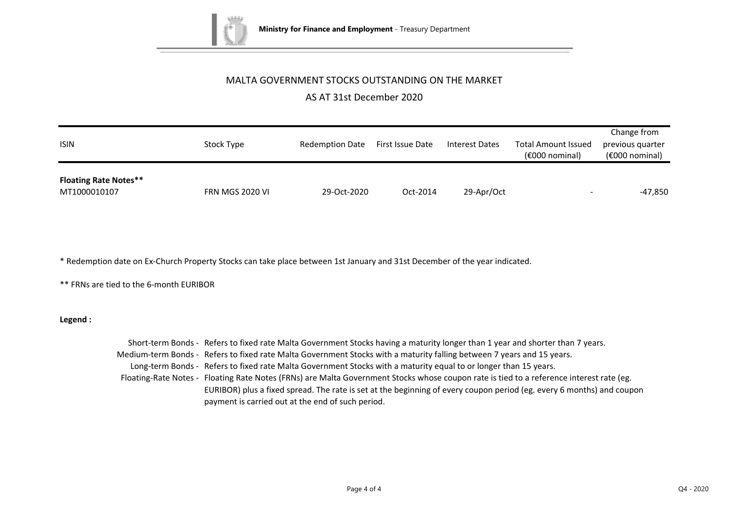Ministry for Finance and Employment - Treasury Department

# MALTA GOVERNMENT STOCKS OUTSTANDING ON THE MARKET

## AS AT 31st December 2020

| ISIN | Stock Type | Redemption Date | First Issue Date | Interest Dates | Total Amount Issued (€000 nominal) | Change from previous quarter (€000 nominal) |
|---|---|---|---|---|---|---|
| **Floating Rate Notes**** | | | | | | |
| MT1000010107 | FRN MGS 2020 VI | 29-Oct-2020 | Oct-2014 | 29-Apr/Oct | - | -47,850 |

\* Redemption date on Ex-Church Property Stocks can take place between 1st January and 31st December of the year indicated.

** FRNs are tied to the 6-month EURIBOR

**Legend :**

- Short-term Bonds - Refers to fixed rate Malta Government Stocks having a maturity longer than 1 year and shorter than 7 years.
- Medium-term Bonds - Refers to fixed rate Malta Government Stocks with a maturity falling between 7 years and 15 years.
- Long-term Bonds - Refers to fixed rate Malta Government Stocks with a maturity equal to or longer than 15 years.
- Floating-Rate Notes - Floating Rate Notes (FRNs) are Malta Government Stocks whose coupon rate is tied to a reference interest rate (eg. EURIBOR) plus a fixed spread. The rate is set at the beginning of every coupon period (eg. every 6 months) and coupon payment is carried out at the end of such period.